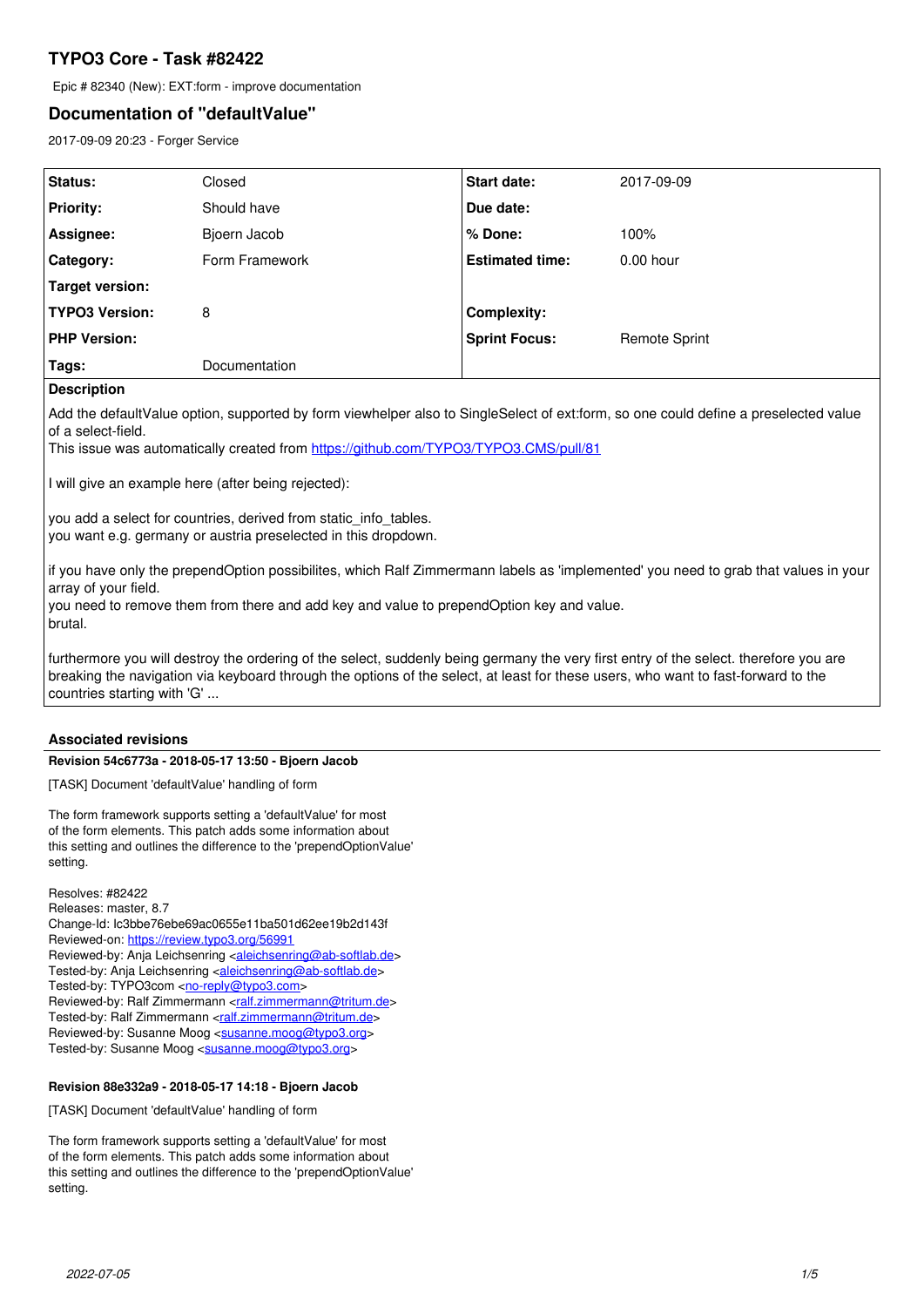# TYPO3 Core - Task #82422

Epic # 82340 (New): EXT:form - improve documentation

## Documentation of "defaultValue"

2017-09-09 20:23 - Forger Service

| Status: | Closed | Start date: | 2017-09-09 |
|---|---|---|---|
| Priority: | Should have | Due date: | |
| Assignee: | Bjoern Jacob | % Done: | 100% |
| Category: | Form Framework | Estimated time: | 0.00 hour |
| Target version: | | | |
| TYPO3 Version: | 8 | Complexity: | |
| PHP Version: | | Sprint Focus: | Remote Sprint |
| Tags: | Documentation | | |

**Description**

Add the defaultValue option, supported by form viewhelper also to SingleSelect of ext:form, so one could define a preselected value of a select-field.
This issue was automatically created from https://github.com/TYPO3/TYPO3.CMS/pull/81

I will give an example here (after being rejected):

you add a select for countries, derived from static_info_tables.
you want e.g. germany or austria preselected in this dropdown.

if you have only the prependOption possibilites, which Ralf Zimmermann labels as 'implemented' you need to grab that values in your array of your field.
you need to remove them from there and add key and value to prependOption key and value.
brutal.

furthermore you will destroy the ordering of the select, suddenly being germany the very first entry of the select. therefore you are breaking the navigation via keyboard through the options of the select, at least for these users, who want to fast-forward to the countries starting with 'G' ...

### Associated revisions

**Revision 54c6773a - 2018-05-17 13:50 - Bjoern Jacob**

[TASK] Document 'defaultValue' handling of form

The form framework supports setting a 'defaultValue' for most
of the form elements. This patch adds some information about
this setting and outlines the difference to the 'prependOptionValue'
setting.

Resolves: #82422
Releases: master, 8.7
Change-Id: Ic3bbe76ebe69ac0655e11ba501d62ee19b2d143f
Reviewed-on: https://review.typo3.org/56991
Reviewed-by: Anja Leichsenring <aleichsenring@ab-softlab.de>
Tested-by: Anja Leichsenring <aleichsenring@ab-softlab.de>
Tested-by: TYPO3com <no-reply@typo3.com>
Reviewed-by: Ralf Zimmermann <ralf.zimmermann@tritum.de>
Tested-by: Ralf Zimmermann <ralf.zimmermann@tritum.de>
Reviewed-by: Susanne Moog <susanne.moog@typo3.org>
Tested-by: Susanne Moog <susanne.moog@typo3.org>

**Revision 88e332a9 - 2018-05-17 14:18 - Bjoern Jacob**

[TASK] Document 'defaultValue' handling of form

The form framework supports setting a 'defaultValue' for most
of the form elements. This patch adds some information about
this setting and outlines the difference to the 'prependOptionValue'
setting.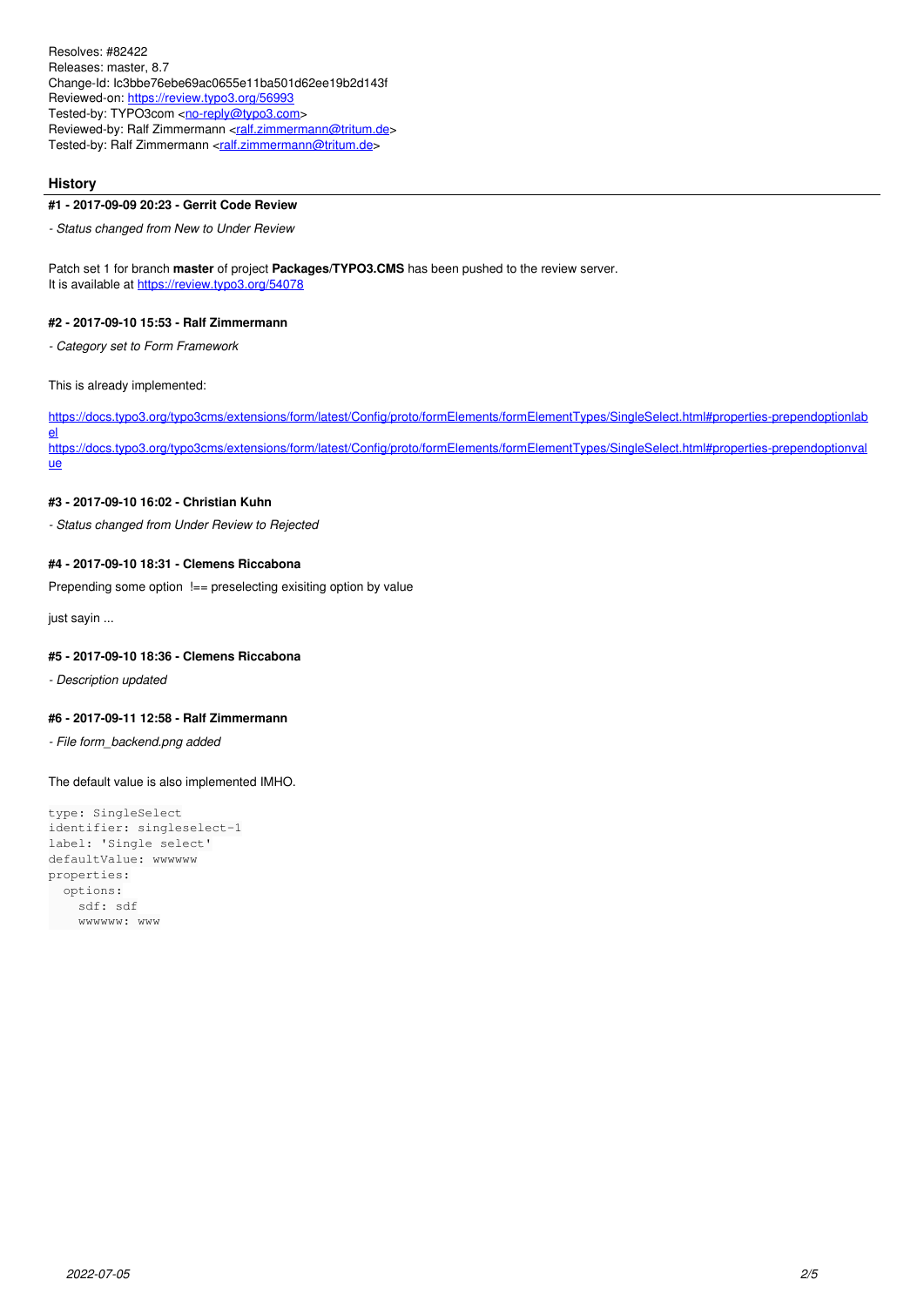Resolves: #82422
Releases: master, 8.7
Change-Id: Ic3bbe76ebe69ac0655e11ba501d62ee19b2d143f
Reviewed-on: https://review.typo3.org/56993
Tested-by: TYPO3com <no-reply@typo3.com>
Reviewed-by: Ralf Zimmermann <ralf.zimmermann@tritum.de>
Tested-by: Ralf Zimmermann <ralf.zimmermann@tritum.de>

## History

### #1 - 2017-09-09 20:23 - Gerrit Code Review

*- Status changed from New to Under Review*

Patch set 1 for branch **master** of project **Packages/TYPO3.CMS** has been pushed to the review server.
It is available at https://review.typo3.org/54078

### #2 - 2017-09-10 15:53 - Ralf Zimmermann

*- Category set to Form Framework*

This is already implemented:

https://docs.typo3.org/typo3cms/extensions/form/latest/Config/proto/formElements/formElementTypes/SingleSelect.html#properties-prependoptionlabel
https://docs.typo3.org/typo3cms/extensions/form/latest/Config/proto/formElements/formElementTypes/SingleSelect.html#properties-prependoptionvalue

### #3 - 2017-09-10 16:02 - Christian Kuhn

*- Status changed from Under Review to Rejected*

### #4 - 2017-09-10 18:31 - Clemens Riccabona

Prepending some option !== preselecting exisiting option by value

just sayin ...

### #5 - 2017-09-10 18:36 - Clemens Riccabona

*- Description updated*

### #6 - 2017-09-11 12:58 - Ralf Zimmermann

*- File form_backend.png added*

The default value is also implemented IMHO.

```
type: SingleSelect
identifier: singleselect-1
label: 'Single select'
defaultValue: wwwwww
properties:
  options:
    sdf: sdf
    wwwwww: www
```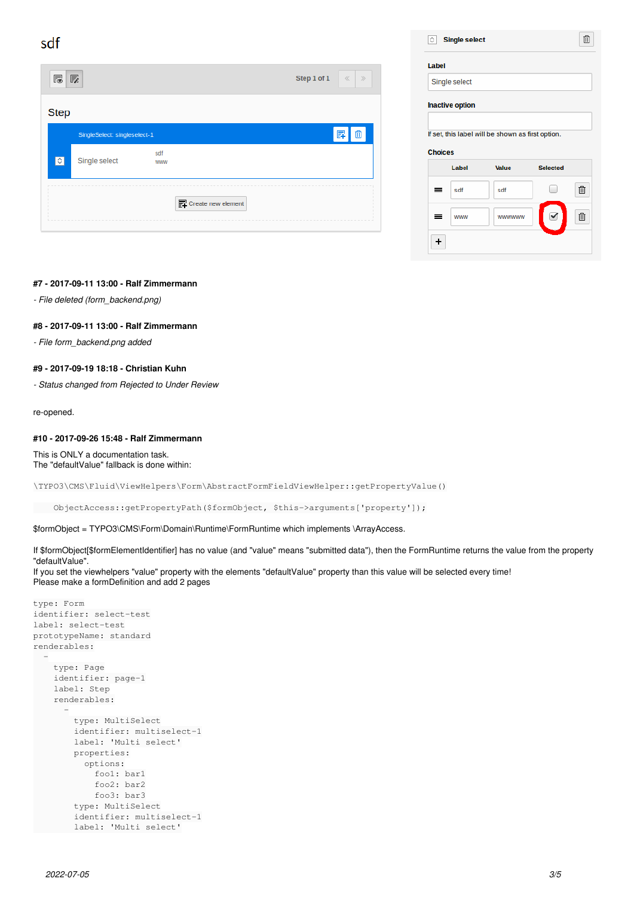#7 - 2017-09-11 13:00 - Ralf Zimmermann

- *File deleted (form_backend.png)*

#8 - 2017-09-11 13:00 - Ralf Zimmermann

- *File form_backend.png added*

#9 - 2017-09-19 18:18 - Christian Kuhn

- *Status changed from Rejected to Under Review*

re-opened.

#10 - 2017-09-26 15:48 - Ralf Zimmermann

This is ONLY a documentation task.
The "defaultValue" fallback is done within:

```
\TYPO3\CMS\Fluid\ViewHelpers\Form\AbstractFormFieldViewHelper::getPropertyValue()
```

```
    ObjectAccess::getPropertyPath($formObject, $this->arguments['property']);
```

$formObject = TYPO3\CMS\Form\Domain\Runtime\FormRuntime which implements \ArrayAccess.

If $formObject[$formElementIdentifier] has no value (and "value" means "submitted data"), then the FormRuntime returns the value from the property "defaultValue".
If you set the viewhelpers "value" property with the elements "defaultValue" property than this value will be selected every time!
Please make a formDefinition and add 2 pages

```
type: Form
identifier: select-test
label: select-test
prototypeName: standard
renderables:
  -
    type: Page
    identifier: page-1
    label: Step
    renderables:
      -
        type: MultiSelect
        identifier: multiselect-1
        label: 'Multi select'
        properties:
          options:
            foo1: bar1
            foo2: bar2
            foo3: bar3
        type: MultiSelect
        identifier: multiselect-1
        label: 'Multi select'
```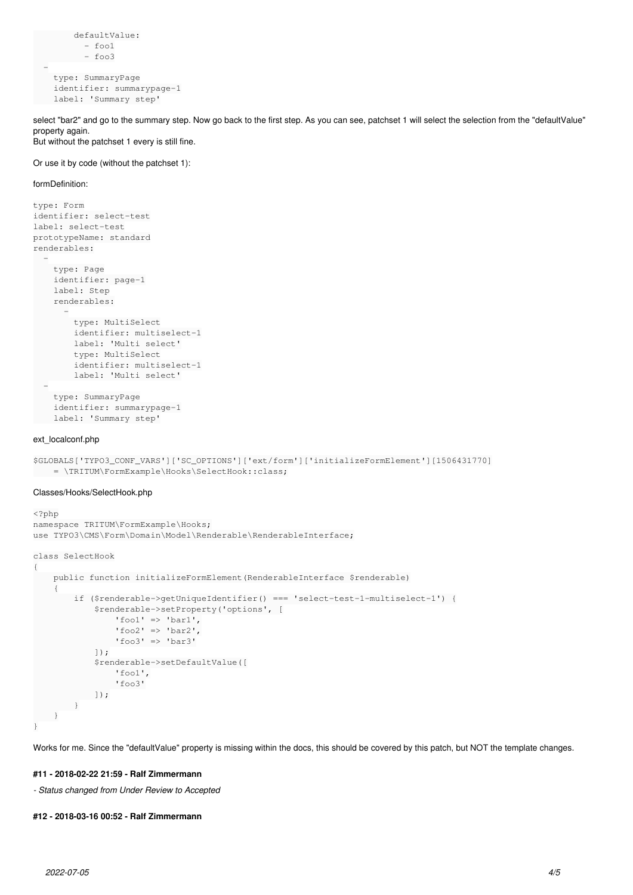```
        defaultValue:
          - foo1
          - foo3
  -
    type: SummaryPage
    identifier: summarypage-1
    label: 'Summary step'
```

select "bar2" and go to the summary step. Now go back to the first step. As you can see, patchset 1 will select the selection from the "defaultValue" property again.
But without the patchset 1 every is still fine.

Or use it by code (without the patchset 1):

formDefinition:

```
type: Form
identifier: select-test
label: select-test
prototypeName: standard
renderables:
  -
    type: Page
    identifier: page-1
    label: Step
    renderables:
      -
        type: MultiSelect
        identifier: multiselect-1
        label: 'Multi select'
        type: MultiSelect
        identifier: multiselect-1
        label: 'Multi select'
  -
    type: SummaryPage
    identifier: summarypage-1
    label: 'Summary step'
```

ext_localconf.php

```
$GLOBALS['TYPO3_CONF_VARS']['SC_OPTIONS']['ext/form']['initializeFormElement'][1506431770]
    = \TRITUM\FormExample\Hooks\SelectHook::class;
```

Classes/Hooks/SelectHook.php

```
<?php
namespace TRITUM\FormExample\Hooks;
use TYPO3\CMS\Form\Domain\Model\Renderable\RenderableInterface;

class SelectHook
{
    public function initializeFormElement(RenderableInterface $renderable)
    {
        if ($renderable->getUniqueIdentifier() === 'select-test-1-multiselect-1') {
            $renderable->setProperty('options', [
                'foo1' => 'bar1',
                'foo2' => 'bar2',
                'foo3' => 'bar3'
            ]);
            $renderable->setDefaultValue([
                'foo1',
                'foo3'
            ]);
        }
    }
}
```

Works for me. Since the "defaultValue" property is missing within the docs, this should be covered by this patch, but NOT the template changes.

#### #11 - 2018-02-22 21:59 - Ralf Zimmermann

*- Status changed from Under Review to Accepted*

#### #12 - 2018-03-16 00:52 - Ralf Zimmermann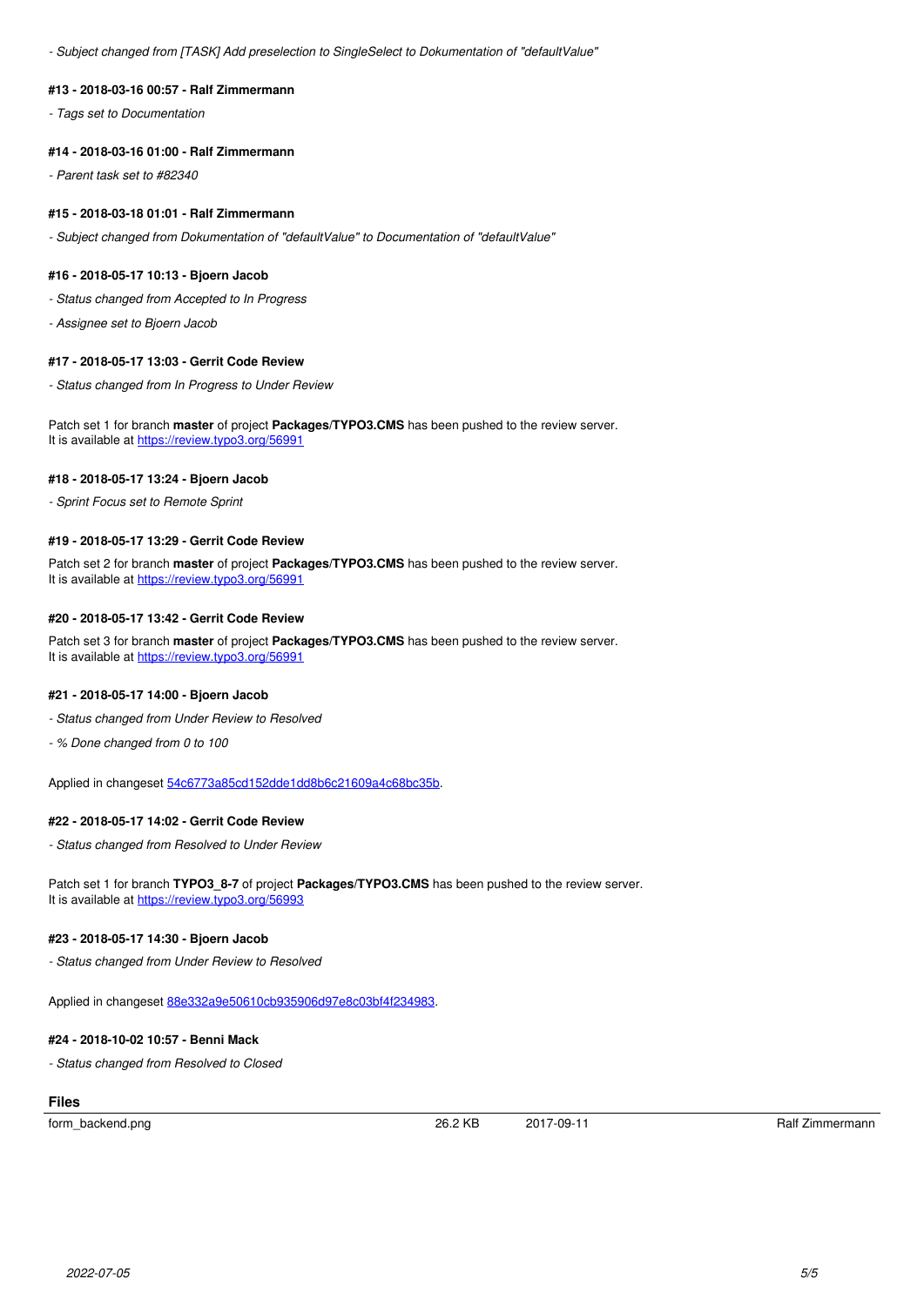*- Subject changed from [TASK] Add preselection to SingleSelect to Dokumentation of "defaultValue"*

#### #13 - 2018-03-16 00:57 - Ralf Zimmermann

*- Tags set to Documentation*

#### #14 - 2018-03-16 01:00 - Ralf Zimmermann

*- Parent task set to #82340*

#### #15 - 2018-03-18 01:01 - Ralf Zimmermann

*- Subject changed from Dokumentation of "defaultValue" to Documentation of "defaultValue"*

#### #16 - 2018-05-17 10:13 - Bjoern Jacob

*- Status changed from Accepted to In Progress*

*- Assignee set to Bjoern Jacob*

#### #17 - 2018-05-17 13:03 - Gerrit Code Review

*- Status changed from In Progress to Under Review*

Patch set 1 for branch **master** of project **Packages/TYPO3.CMS** has been pushed to the review server.
It is available at https://review.typo3.org/56991

#### #18 - 2018-05-17 13:24 - Bjoern Jacob

*- Sprint Focus set to Remote Sprint*

#### #19 - 2018-05-17 13:29 - Gerrit Code Review

Patch set 2 for branch **master** of project **Packages/TYPO3.CMS** has been pushed to the review server.
It is available at https://review.typo3.org/56991

#### #20 - 2018-05-17 13:42 - Gerrit Code Review

Patch set 3 for branch **master** of project **Packages/TYPO3.CMS** has been pushed to the review server.
It is available at https://review.typo3.org/56991

#### #21 - 2018-05-17 14:00 - Bjoern Jacob

*- Status changed from Under Review to Resolved*

*- % Done changed from 0 to 100*

Applied in changeset 54c6773a85cd152dde1dd8b6c21609a4c68bc35b.

#### #22 - 2018-05-17 14:02 - Gerrit Code Review

*- Status changed from Resolved to Under Review*

Patch set 1 for branch **TYPO3_8-7** of project **Packages/TYPO3.CMS** has been pushed to the review server.
It is available at https://review.typo3.org/56993

#### #23 - 2018-05-17 14:30 - Bjoern Jacob

*- Status changed from Under Review to Resolved*

Applied in changeset 88e332a9e50610cb935906d97e8c03bf4f234983.

#### #24 - 2018-10-02 10:57 - Benni Mack

*- Status changed from Resolved to Closed*

### Files

| | | | |
|---|---|---|---|
| form_backend.png | 26.2 KB | 2017-09-11 | Ralf Zimmermann |